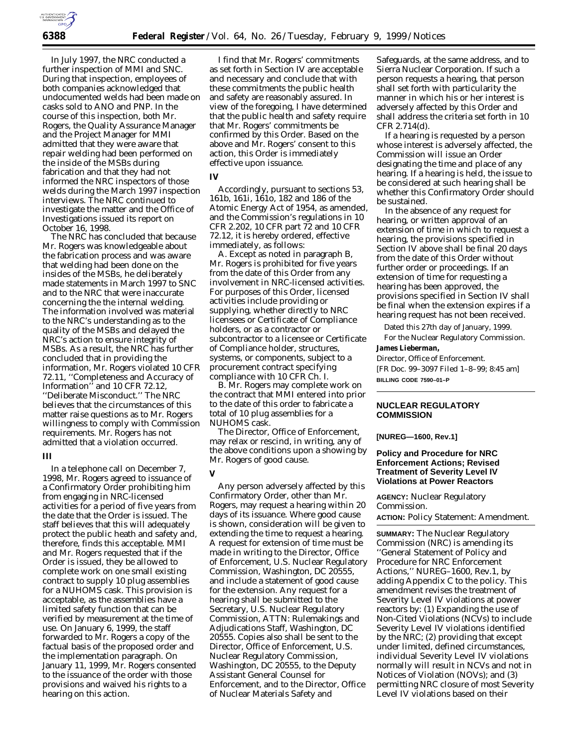In July 1997, the NRC conducted a further inspection of MMI and SNC. During that inspection, employees of both companies acknowledged that undocumented welds had been made on casks sold to ANO and PNP. In the course of this inspection, both Mr. Rogers, the Quality Assurance Manager and the Project Manager for MMI admitted that they were aware that repair welding had been performed on the inside of the MSBs during fabrication and that they had not informed the NRC inspectors of those welds during the March 1997 inspection interviews. The NRC continued to investigate the matter and the Office of Investigations issued its report on October 16, 1998.

The NRC has concluded that because Mr. Rogers was knowledgeable about the fabrication process and was aware that welding had been done on the insides of the MSBs, he deliberately made statements in March 1997 to SNC and to the NRC that were inaccurate concerning the the internal welding. The information involved was material to the NRC's understanding as to the quality of the MSBs and delayed the NRC's action to ensure integrity of MSBs. As a result, the NRC has further concluded that in providing the information, Mr. Rogers violated 10 CFR 72.11, ''Completeness and Accuracy of Information'' and 10 CFR 72.12, ''Deliberate Misconduct.'' The NRC believes that the circumstances of this matter raise questions as to Mr. Rogers willingness to comply with Commission requirements. Mr. Rogers has not admitted that a violation occurred.

## III

In a telephone call on December 7, 1998, Mr. Rogers agreed to issuance of a Confirmatory Order prohibiting him from engaging in NRC-licensed activities for a period of five years from the date that the Order is issued. The staff believes that this will adequately protect the public health and safety and, therefore, finds this acceptable. MMI and Mr. Rogers requested that if the Order is issued, they be allowed to complete work on one small existing contract to supply 10 plug assemblies for a NUHOMS cask. This provision is acceptable, as the assemblies have a limited safety function that can be verified by measurement at the time of use. On January 6, 1999, the staff forwarded to Mr. Rogers a copy of the factual basis of the proposed order and the implementation paragraph. On January 11, 1999, Mr. Rogers consented to the issuance of the order with those provisions and waived his rights to a hearing on this action.

I find that Mr. Rogers' commitments as set forth in Section IV are acceptable and necessary and conclude that with these commitments the public health and safety are reasonably assured. In view of the foregoing, I have determined that the public heath and safety require that Mr. Rogers' commitments be confirmed by this Order. Based on the above and Mr. Rogers' consent to this action, this Order is immediately effective upon issuance.

## IV

Accordingly, pursuant to sections 53, 161b, 161i, 161o, 182 and 186 of the Atomic Energy Act of 1954, as amended, and the Commission's regulations in 10 CFR 2.202, 10 CFR part 72 and 10 CFR 72.12, it is hereby ordered, effective immediately, as follows:

A. Except as noted in paragraph B, Mr. Rogers is prohibited for five years from the date of this Order from any involvement in NRC-licensed activities. For purposes of this Order, licensed activities include providing or supplying, whether directly to NRC licensees or Certificate of Compliance holders, or as a contractor or subcontractor to a licensee or Certificate of Compliance holder, structures, systems, or components, subject to a procurement contract specifying compliance with 10 CFR Ch. I.

B. Mr. Rogers may complete work on the contract that MMI entered into prior to the date of this order to fabricate a total of 10 plug assemblies for a NUHOMS cask.

The Director, Office of Enforcement, may relax or rescind, in writing, any of the above conditions upon a showing by Mr. Rogers of good cause.

## V

Any person adversely affected by this Confirmatory Order, other than Mr. Rogers, may request a hearing within 20 days of its issuance. Where good cause is shown, consideration will be given to extending the time to request a hearing. A request for extension of time must be made in writing to the Director, Office of Enforcement, U.S. Nuclear Regulatory Commission, Washington, DC 20555, and include a statement of good cause for the extension. Any request for a hearing shall be submitted to the Secretary, U.S. Nuclear Regulatory Commission, ATTN: Rulemakings and Adjudications Staff, Washington, DC 20555. Copies also shall be sent to the Director, Office of Enforcement, U.S. Nuclear Regulatory Commission, Washington, DC 20555, to the Deputy Assistant General Counsel for Enforcement, and to the Director, Office of Nuclear Materials Safety and Safeguards, at the same address, and to Sierra Nuclear Corporation. If such a person requests a hearing, that person shall set forth with particularity the manner in which his or her interest is adversely affected by this Order and shall address the criteria set forth in 10 CFR 2.714(d).

If a hearing is requested by a person whose interest is adversely affected, the Commission will issue an Order designating the time and place of any hearing. If a hearing is held, the issue to be considered at such hearing shall be whether this Confirmatory Order should be sustained.

In the absence of any request for hearing, or written approval of an extension of time in which to request a hearing, the provisions specified in Section IV above shall be final 20 days from the date of this Order without further order or proceedings. If an extension of time for requesting a hearing has been approved, the provisions specified in Section IV shall be final when the extension expires if a hearing request has not been received.

Dated this 27th day of January, 1999.

For the Nuclear Regulatory Commission.

**James Lieberman,**

*Director, Office of Enforcement.*

[FR Doc. 99–3097 Filed 1–8–99; 8:45 am]

**BILLING CODE 7590–01–P**

---

## NUCLEAR REGULATORY COMMISSION

**[NUREG—1600, Rev.1]**

## Policy and Procedure for NRC Enforcement Actions; Revised Treatment of Severity Level IV Violations at Power Reactors

**AGENCY:** Nuclear Regulatory Commission.

**ACTION:** Policy Statement: Amendment.

**SUMMARY:** The Nuclear Regulatory Commission (NRC) is amending its ''General Statement of Policy and Procedure for NRC Enforcement Actions,'' NUREG–1600, Rev.1, by adding Appendix C to the policy. This amendment revises the treatment of Severity Level IV violations at power reactors by: (1) Expanding the use of Non-Cited Violations (NCVs) to include Severity Level IV violations identified by the NRC; (2) providing that except under limited, defined circumstances, individual Severity Level IV violations normally will result in NCVs and not in Notices of Violation (NOVs); and (3) permitting NRC closure of most Severity Level IV violations based on their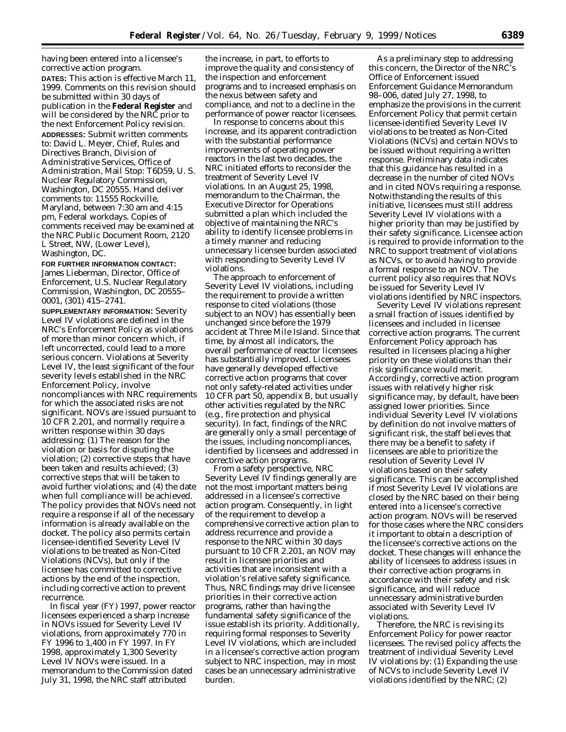having been entered into a licensee's corrective action program.

**DATES:** This action is effective March 11, 1999. Comments on this revision should be submitted within 30 days of publication in the **Federal Register** and will be considered by the NRC prior to the next Enforcement Policy revision.

**ADDRESSES:** Submit written comments to: David L. Meyer, Chief, Rules and Directives Branch, Division of Administrative Services, Office of Administration, Mail Stop: T6D59, U. S. Nuclear Regulatory Commission, Washington, DC 20555. Hand deliver comments to: 11555 Rockville, Maryland, between 7:30 am and 4:15 pm, Federal workdays. Copies of comments received may be examined at the NRC Public Document Room, 2120 L Street, NW, (Lower Level), Washington, DC.

**FOR FURTHER INFORMATION CONTACT:** James Lieberman, Director, Office of Enforcement, U.S. Nuclear Regulatory Commission, Washington, DC 20555–0001, (301) 415–2741.

**SUPPLEMENTARY INFORMATION:** Severity Level IV violations are defined in the NRC's Enforcement Policy as violations of more than minor concern which, if left uncorrected, could lead to a more serious concern. Violations at Severity Level IV, the least significant of the four severity levels established in the NRC Enforcement Policy, involve noncompliances with NRC requirements for which the associated risks are not significant. NOVs are issued pursuant to 10 CFR 2.201, and normally require a written response within 30 days addressing: (1) The reason for the violation or basis for disputing the violation; (2) corrective steps that have been taken and results achieved; (3) corrective steps that will be taken to avoid further violations; and (4) the date when full compliance will be achieved. The policy provides that NOVs need not require a response if all of the necessary information is already available on the docket. The policy also permits certain licensee-identified Severity Level IV violations to be treated as Non-Cited Violations (NCVs), but only if the licensee has committed to corrective actions by the end of the inspection, including corrective action to prevent recurrence.

In fiscal year (FY) 1997, power reactor licensees experienced a sharp increase in NOVs issued for Severity Level IV violations, from approximately 770 in FY 1996 to 1,400 in FY 1997. In FY 1998, approximately 1,300 Severity Level IV NOVs were issued. In a memorandum to the Commission dated July 31, 1998, the NRC staff attributed the increase, in part, to efforts to improve the quality and consistency of the inspection and enforcement programs and to increased emphasis on the nexus between safety and compliance, and not to a decline in the performance of power reactor licensees.

In response to concerns about this increase, and its apparent contradiction with the substantial performance improvements of operating power reactors in the last two decades, the NRC initiated efforts to reconsider the treatment of Severity Level IV violations. In an August 25, 1998, memorandum to the Chairman, the Executive Director for Operations submitted a plan which included the objective of maintaining the NRC's ability to identify licensee problems in a timely manner and reducing unnecessary licensee burden associated with responding to Severity Level IV violations.

The approach to enforcement of Severity Level IV violations, including the requirement to provide a written response to cited violations (those subject to an NOV) has essentially been unchanged since before the 1979 accident at Three Mile Island. Since that time, by almost all indicators, the overall performance of reactor licensees has substantially improved. Licensees have generally developed effective corrective action programs that cover not only safety-related activities under 10 CFR part 50, appendix B, but usually other activities regulated by the NRC (e.g., fire protection and physical security). In fact, findings of the NRC are generally only a small percentage of the issues, including noncompliances, identified by licensees and addressed in corrective action programs.

From a safety perspective, NRC Severity Level IV findings generally are not the most important matters being addressed in a licensee's corrective action program. Consequently, in light of the requirement to develop a comprehensive corrective action plan to address recurrence and provide a response to the NRC within 30 days pursuant to 10 CFR 2.201, an NOV may result in licensee priorities and activities that are inconsistent with a violation's relative safety significance. Thus, NRC findings may drive licensee priorities in their corrective action programs, rather than having the fundamental safety significance of the issue establish its priority. Additionally, requiring formal responses to Severity Level IV violations, which are included in a licensee's corrective action program subject to NRC inspection, may in most cases be an unnecessary administrative burden.

As a preliminary step to addressing this concern, the Director of the NRC's Office of Enforcement issued Enforcement Guidance Memorandum 98–006, dated July 27, 1998, to emphasize the provisions in the current Enforcement Policy that permit certain licensee-identified Severity Level IV violations to be treated as Non-Cited Violations (NCVs) and certain NOVs to be issued without requiring a written response. Preliminary data indicates that this guidance has resulted in a decrease in the number of cited NOVs and in cited NOVs requiring a response. Notwithstanding the results of this initiative, licensees must still address Severity Level IV violations with a higher priority than may be justified by their safety significance. Licensee action is required to provide information to the NRC to support treatment of violations as NCVs, or to avoid having to provide a formal response to an NOV. The current policy also requires that NOVs be issued for Severity Level IV violations identified by NRC inspectors.

Severity Level IV violations represent a small fraction of issues identified by licensees and included in licensee corrective action programs. The current Enforcement Policy approach has resulted in licensees placing a higher priority on these violations than their risk significance would merit. Accordingly, corrective action program issues with relatively higher risk significance may, by default, have been assigned lower priorities. Since individual Severity Level IV violations by definition do not involve matters of significant risk, the staff believes that there may be a benefit to safety if licensees are able to prioritize the resolution of Severity Level IV violations based on their safety significance. This can be accomplished if most Severity Level IV violations are closed by the NRC based on their being entered into a licensee's corrective action program. NOVs will be reserved for those cases where the NRC considers it important to obtain a description of the licensee's corrective actions on the docket. These changes will enhance the ability of licensees to address issues in their corrective action programs in accordance with their safety and risk significance, and will reduce unnecessary administrative burden associated with Severity Level IV violations.

Therefore, the NRC is revising its Enforcement Policy for power reactor licensees. The revised policy affects the treatment of individual Severity Level IV violations by: (1) Expanding the use of NCVs to include Severity Level IV violations identified by the NRC; (2)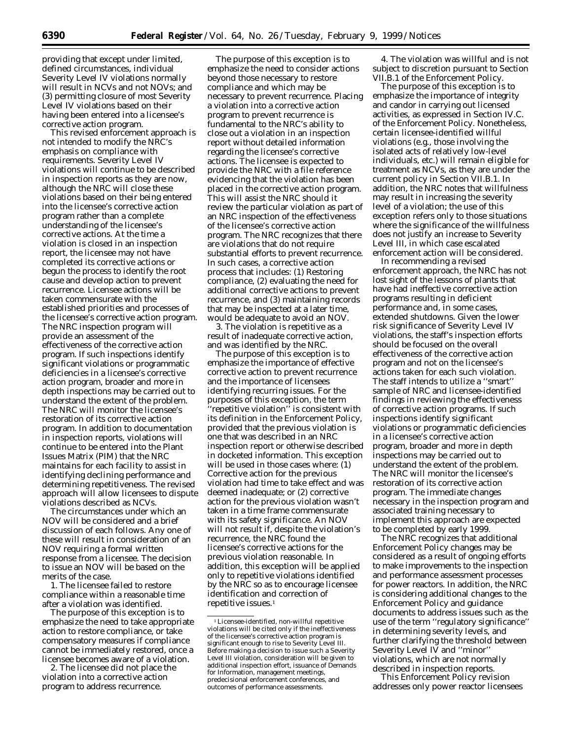providing that except under limited, defined circumstances, individual Severity Level IV violations normally will result in NCVs and not NOVs; and (3) permitting closure of most Severity Level IV violations based on their having been entered into a licensee's corrective action program.

This revised enforcement approach is not intended to modify the NRC's emphasis on compliance with requirements. Severity Level IV violations will continue to be described in inspection reports as they are now, although the NRC will close these violations based on their being entered into the licensee's corrective action program rather than a complete understanding of the licensee's corrective actions. At the time a violation is closed in an inspection report, the licensee may not have completed its corrective actions or begun the process to identify the root cause and develop action to prevent recurrence. Licensee actions will be taken commensurate with the established priorities and processes of the licensee's corrective action program. The NRC inspection program will provide an assessment of the effectiveness of the corrective action program. If such inspections identify significant violations or programmatic deficiencies in a licensee's corrective action program, broader and more in depth inspections may be carried out to understand the extent of the problem. The NRC will monitor the licensee's restoration of its corrective action program. In addition to documentation in inspection reports, violations will continue to be entered into the Plant Issues Matrix (PIM) that the NRC maintains for each facility to assist in identifying declining performance and determining repetitiveness. The revised approach will allow licensees to dispute violations described as NCVs.

The circumstances under which an NOV will be considered and a brief discussion of each follows. Any one of these will result in consideration of an NOV requiring a formal written response from a licensee. The decision to issue an NOV will be based on the merits of the case.

1. The licensee failed to restore compliance within a reasonable time after a violation was identified.

The purpose of this exception is to emphasize the need to take appropriate action to restore compliance, or take compensatory measures if compliance cannot be immediately restored, once a licensee becomes aware of a violation.

2. The licensee did not place the violation into a corrective action program to address recurrence.

The purpose of this exception is to emphasize the need to consider actions beyond those necessary to restore compliance and which may be necessary to prevent recurrence. Placing a violation into a corrective action program to prevent recurrence is fundamental to the NRC's ability to close out a violation in an inspection report without detailed information regarding the licensee's corrective actions. The licensee is expected to provide the NRC with a file reference evidencing that the violation has been placed in the corrective action program. This will assist the NRC should it review the particular violation as part of an NRC inspection of the effectiveness of the licensee's corrective action program. The NRC recognizes that there are violations that do not require substantial efforts to prevent recurrence. In such cases, a corrective action process that includes: (1) Restoring compliance, (2) evaluating the need for additional corrective actions to prevent recurrence, and (3) maintaining records that may be inspected at a later time, would be adequate to avoid an NOV.

3. The violation is repetitive as a result of inadequate corrective action, and was identified by the NRC.

The purpose of this exception is to emphasize the importance of effective corrective action to prevent recurrence and the importance of licensees identifying recurring issues. For the purposes of this exception, the term ''repetitive violation'' is consistent with its definition in the Enforcement Policy, provided that the previous violation is one that was described in an NRC inspection report or otherwise described in docketed information. This exception will be used in those cases where: (1) Corrective action for the previous violation had time to take effect and was deemed inadequate; or (2) corrective action for the previous violation wasn't taken in a time frame commensurate with its safety significance. An NOV will not result if, despite the violation's recurrence, the NRC found the licensee's corrective actions for the previous violation reasonable. In addition, this exception will be applied only to repetitive violations identified by the NRC so as to encourage licensee identification and correction of repetitive issues.[1]

4. The violation was willful and is not subject to discretion pursuant to Section VII.B.1 of the Enforcement Policy.

The purpose of this exception is to emphasize the importance of integrity and candor in carrying out licensed activities, as expressed in Section IV.C. of the Enforcement Policy. Nonetheless, certain licensee-identified willful violations (e.g., those involving the isolated acts of relatively low-level individuals, etc.) will remain eligible for treatment as NCVs, as they are under the current policy in Section VII.B.1. In addition, the NRC notes that willfulness may result in increasing the severity level of a violation; the use of this exception refers only to those situations where the significance of the willfulness does not justify an increase to Severity Level III, in which case escalated enforcement action will be considered.

In recommending a revised enforcement approach, the NRC has not lost sight of the lessons of plants that have had ineffective corrective action programs resulting in deficient performance and, in some cases, extended shutdowns. Given the lower risk significance of Severity Level IV violations, the staff's inspection efforts should be focused on the overall effectiveness of the corrective action program and not on the licensee's actions taken for each such violation. The staff intends to utilize a ''smart'' sample of NRC and licensee-identified findings in reviewing the effectiveness of corrective action programs. If such inspections identify significant violations or programmatic deficiencies in a licensee's corrective action program, broader and more in depth inspections may be carried out to understand the extent of the problem. The NRC will monitor the licensee's restoration of its corrective action program. The immediate changes necessary in the inspection program and associated training necessary to implement this approach are expected to be completed by early 1999.

The NRC recognizes that additional Enforcement Policy changes may be considered as a result of ongoing efforts to make improvements to the inspection and performance assessment processes for power reactors. In addition, the NRC is considering additional changes to the Enforcement Policy and guidance documents to address issues such as the use of the term ''regulatory significance'' in determining severity levels, and further clarifying the threshold between Severity Level IV and ''minor'' violations, which are not normally described in inspection reports.

This Enforcement Policy revision addresses only power reactor licensees

[1] Licensee-identified, non-willful repetitive violations will be cited only if the ineffectiveness of the licensee's corrective action program is significant enough to rise to Severity Level III. Before making a decision to issue such a Severity Level III violation, consideration will be given to additional inspection effort, issuance of Demands for Information, management meetings, predecisional enforcement conferences, and outcomes of performance assessments.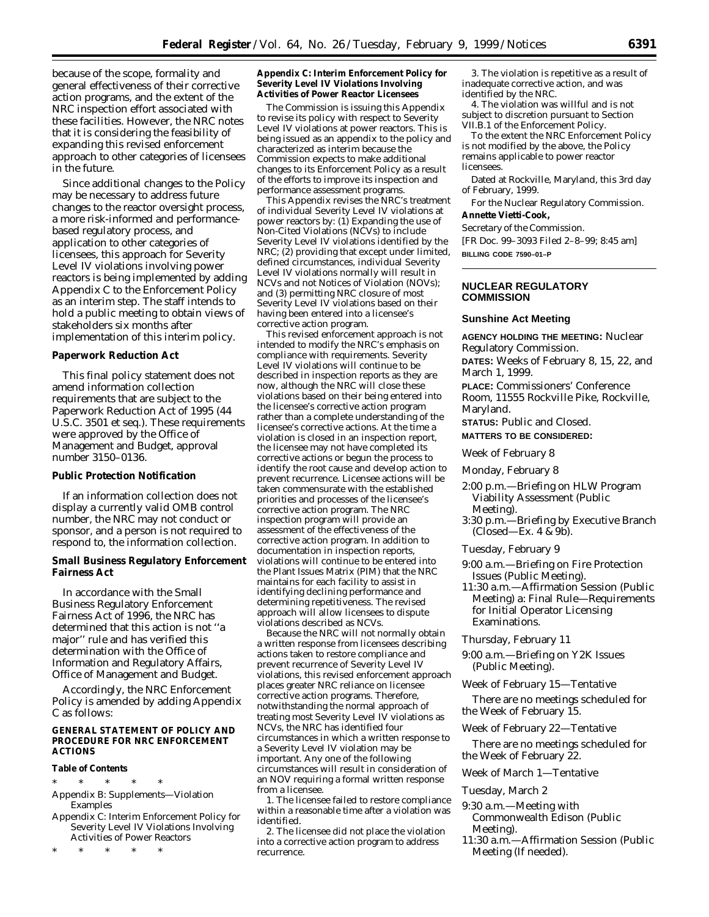because of the scope, formality and general effectiveness of their corrective action programs, and the extent of the NRC inspection effort associated with these facilities. However, the NRC notes that it is considering the feasibility of expanding this revised enforcement approach to other categories of licensees in the future.

Since additional changes to the Policy may be necessary to address future changes to the reactor oversight process, a more risk-informed and performance-based regulatory process, and application to other categories of licensees, this approach for Severity Level IV violations involving power reactors is being implemented by adding Appendix C to the Enforcement Policy as an interim step. The staff intends to hold a public meeting to obtain views of stakeholders six months after implementation of this interim policy.

**Paperwork Reduction Act**

This final policy statement does not amend information collection requirements that are subject to the Paperwork Reduction Act of 1995 (44 U.S.C. 3501 et seq.). These requirements were approved by the Office of Management and Budget, approval number 3150–0136.

**Public Protection Notification**

If an information collection does not display a currently valid OMB control number, the NRC may not conduct or sponsor, and a person is not required to respond to, the information collection.

**Small Business Regulatory Enforcement Fairness Act**

In accordance with the Small Business Regulatory Enforcement Fairness Act of 1996, the NRC has determined that this action is not ''a major'' rule and has verified this determination with the Office of Information and Regulatory Affairs, Office of Management and Budget.

Accordingly, the NRC Enforcement Policy is amended by adding Appendix C as follows:

**GENERAL STATEMENT OF POLICY AND PROCEDURE FOR NRC ENFORCEMENT ACTIONS**

**Table of Contents**

\* \* \* \* \*

Appendix B: Supplements—Violation Examples

Appendix C: Interim Enforcement Policy for Severity Level IV Violations Involving Activities of Power Reactors

\* \* \* \* \*

**Appendix C: Interim Enforcement Policy for Severity Level IV Violations Involving Activities of Power Reactor Licensees**

The Commission is issuing this Appendix to revise its policy with respect to Severity Level IV violations at power reactors. This is being issued as an appendix to the policy and characterized as interim because the Commission expects to make additional changes to its Enforcement Policy as a result of the efforts to improve its inspection and performance assessment programs.

This Appendix revises the NRC's treatment of individual Severity Level IV violations at power reactors by: (1) Expanding the use of Non-Cited Violations (NCVs) to include Severity Level IV violations identified by the NRC; (2) providing that except under limited, defined circumstances, individual Severity Level IV violations normally will result in NCVs and not Notices of Violation (NOVs); and (3) permitting NRC closure of most Severity Level IV violations based on their having been entered into a licensee's corrective action program.

This revised enforcement approach is not intended to modify the NRC's emphasis on compliance with requirements. Severity Level IV violations will continue to be described in inspection reports as they are now, although the NRC will close these violations based on their being entered into the licensee's corrective action program rather than a complete understanding of the licensee's corrective actions. At the time a violation is closed in an inspection report, the licensee may not have completed its corrective actions or begun the process to identify the root cause and develop action to prevent recurrence. Licensee actions will be taken commensurate with the established priorities and processes of the licensee's corrective action program. The NRC inspection program will provide an assessment of the effectiveness of the corrective action program. In addition to documentation in inspection reports, violations will continue to be entered into the Plant Issues Matrix (PIM) that the NRC maintains for each facility to assist in identifying declining performance and determining repetitiveness. The revised approach will allow licensees to dispute violations described as NCVs.

Because the NRC will not normally obtain a written response from licensees describing actions taken to restore compliance and prevent recurrence of Severity Level IV violations, this revised enforcement approach places greater NRC reliance on licensee corrective action programs. Therefore, notwithstanding the normal approach of treating most Severity Level IV violations as NCVs, the NRC has identified four circumstances in which a written response to a Severity Level IV violation may be important. Any one of the following circumstances will result in consideration of an NOV requiring a formal written response from a licensee.

1. The licensee failed to restore compliance within a reasonable time after a violation was identified.

2. The licensee did not place the violation into a corrective action program to address recurrence.

3. The violation is repetitive as a result of inadequate corrective action, and was identified by the NRC.

4. The violation was willful and is not subject to discretion pursuant to Section VII.B.1 of the Enforcement Policy.

To the extent the NRC Enforcement Policy is not modified by the above, the Policy remains applicable to power reactor licensees.

Dated at Rockville, Maryland, this 3rd day of February, 1999.

For the Nuclear Regulatory Commission.

**Annette Vietti-Cook,**

*Secretary of the Commission.*

[FR Doc. 99–3093 Filed 2–8–99; 8:45 am]

**BILLING CODE 7590–01–P**

---

## NUCLEAR REGULATORY COMMISSION

### Sunshine Act Meeting

**AGENCY HOLDING THE MEETING:** Nuclear Regulatory Commission.

**DATES:** Weeks of February 8, 15, 22, and March 1, 1999.

**PLACE:** Commissioners' Conference Room, 11555 Rockville Pike, Rockville, Maryland.

**STATUS:** Public and Closed.

**MATTERS TO BE CONSIDERED:**

*Week of February 8*

*Monday, February 8*

2:00 p.m.—Briefing on HLW Program Viability Assessment (Public Meeting).

3:30 p.m.—Briefing by Executive Branch (Closed—Ex. 4 & 9b).

*Tuesday, February 9*

9:00 a.m.—Briefing on Fire Protection Issues (Public Meeting).

11:30 a.m.—Affirmation Session (Public Meeting) a: Final Rule—Requirements for Initial Operator Licensing Examinations.

*Thursday, February 11*

9:00 a.m.—Briefing on Y2K Issues (Public Meeting).

*Week of February 15—Tentative*

There are no meetings scheduled for the Week of February 15.

*Week of February 22—Tentative*

There are no meetings scheduled for the Week of February 22.

*Week of March 1—Tentative*

*Tuesday, March 2*

9:30 a.m.—Meeting with Commonwealth Edison (Public Meeting).

11:30 a.m.—Affirmation Session (Public Meeting (If needed).